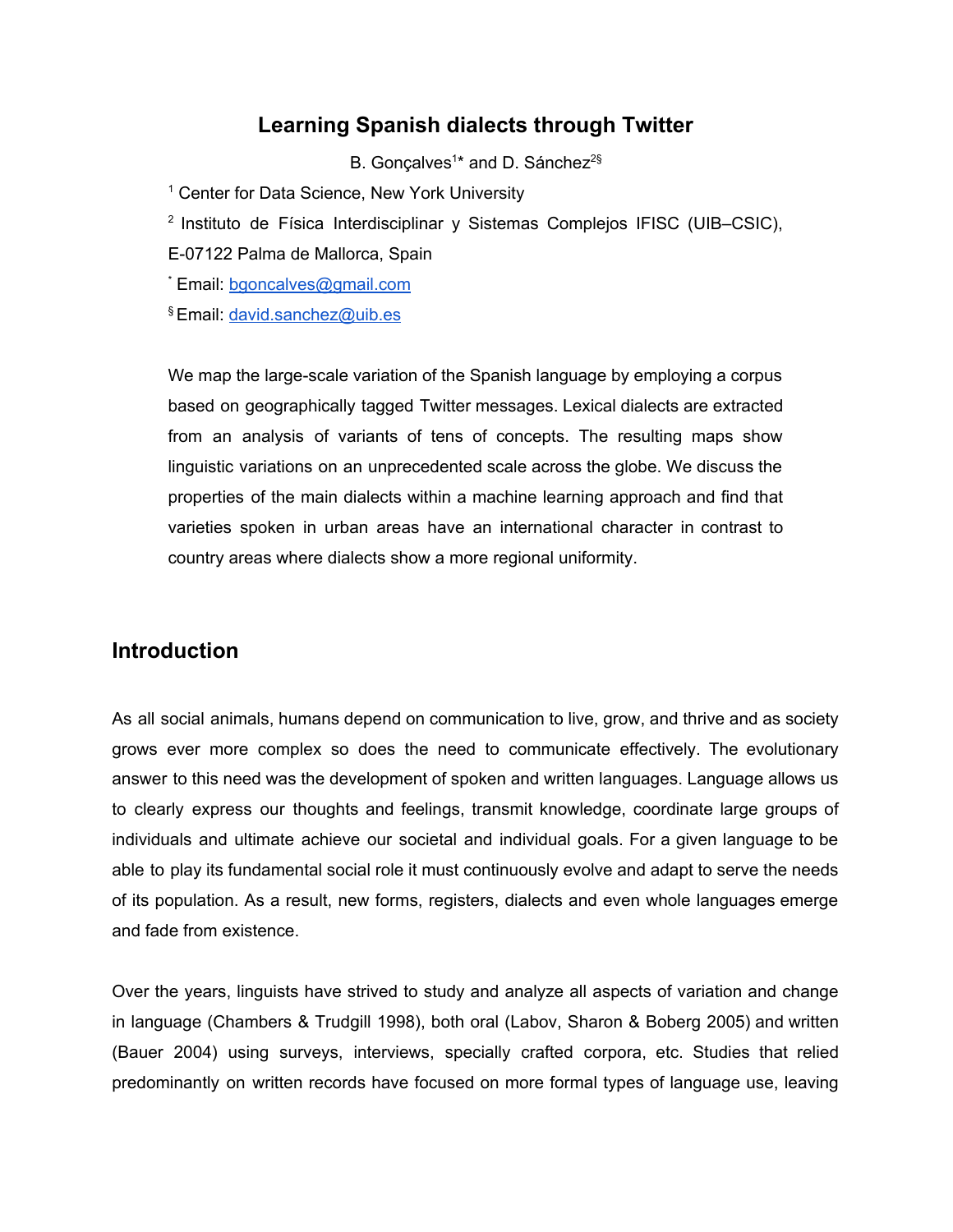# Learning Spanish dialects through Twitter

B. Gonçalves[1*] and D. Sánchez[2§]

[1] Center for Data Science, New York University

[2] Instituto de Física Interdisciplinar y Sistemas Complejos IFISC (UIB–CSIC), E-07122 Palma de Mallorca, Spain

[*] Email: bgoncalves@gmail.com

[§] Email: david.sanchez@uib.es

We map the large-scale variation of the Spanish language by employing a corpus based on geographically tagged Twitter messages. Lexical dialects are extracted from an analysis of variants of tens of concepts. The resulting maps show linguistic variations on an unprecedented scale across the globe. We discuss the properties of the main dialects within a machine learning approach and find that varieties spoken in urban areas have an international character in contrast to country areas where dialects show a more regional uniformity.

## Introduction

As all social animals, humans depend on communication to live, grow, and thrive and as society grows ever more complex so does the need to communicate effectively. The evolutionary answer to this need was the development of spoken and written languages. Language allows us to clearly express our thoughts and feelings, transmit knowledge, coordinate large groups of individuals and ultimate achieve our societal and individual goals. For a given language to be able to play its fundamental social role it must continuously evolve and adapt to serve the needs of its population. As a result, new forms, registers, dialects and even whole languages emerge and fade from existence.

Over the years, linguists have strived to study and analyze all aspects of variation and change in language (Chambers & Trudgill 1998), both oral (Labov, Sharon & Boberg 2005) and written (Bauer 2004) using surveys, interviews, specially crafted corpora, etc. Studies that relied predominantly on written records have focused on more formal types of language use, leaving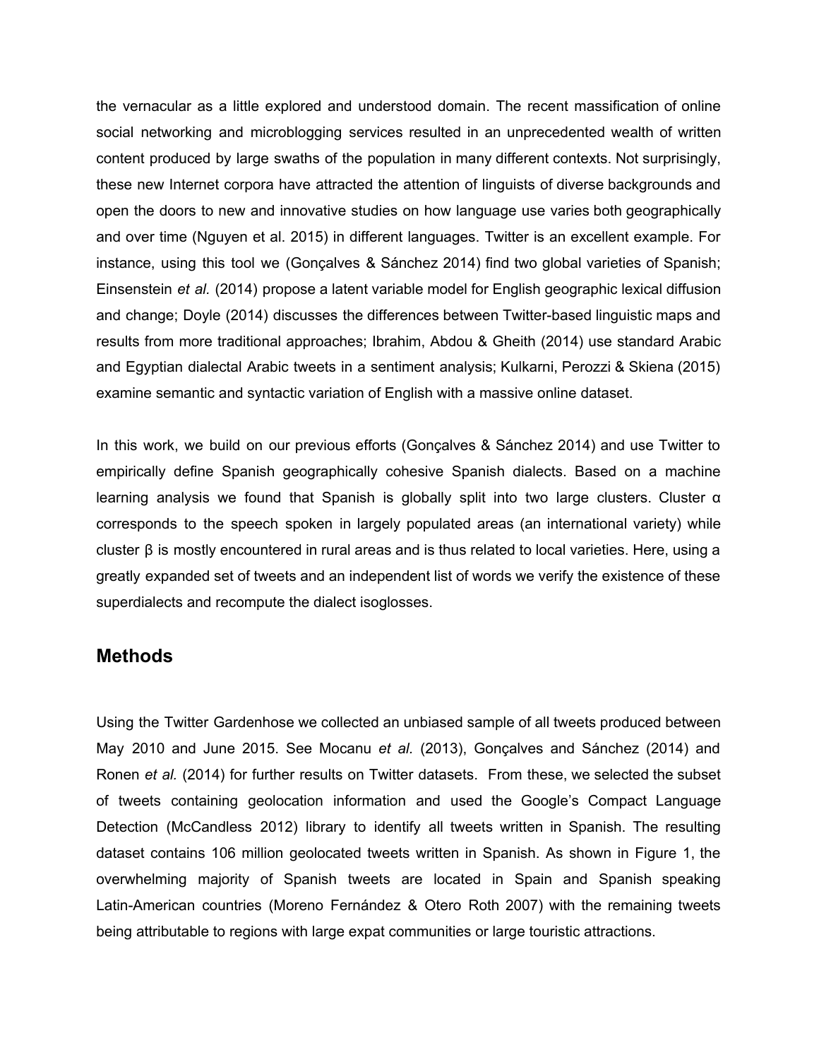the vernacular as a little explored and understood domain. The recent massification of online social networking and microblogging services resulted in an unprecedented wealth of written content produced by large swaths of the population in many different contexts. Not surprisingly, these new Internet corpora have attracted the attention of linguists of diverse backgrounds and open the doors to new and innovative studies on how language use varies both geographically and over time (Nguyen et al. 2015) in different languages. Twitter is an excellent example. For instance, using this tool we (Gonçalves & Sánchez 2014) find two global varieties of Spanish; Einsenstein *et al.* (2014) propose a latent variable model for English geographic lexical diffusion and change; Doyle (2014) discusses the differences between Twitter-based linguistic maps and results from more traditional approaches; Ibrahim, Abdou & Gheith (2014) use standard Arabic and Egyptian dialectal Arabic tweets in a sentiment analysis; Kulkarni, Perozzi & Skiena (2015) examine semantic and syntactic variation of English with a massive online dataset.

In this work, we build on our previous efforts (Gonçalves & Sánchez 2014) and use Twitter to empirically define Spanish geographically cohesive Spanish dialects. Based on a machine learning analysis we found that Spanish is globally split into two large clusters. Cluster α corresponds to the speech spoken in largely populated areas (an international variety) while cluster β is mostly encountered in rural areas and is thus related to local varieties. Here, using a greatly expanded set of tweets and an independent list of words we verify the existence of these superdialects and recompute the dialect isoglosses.

## Methods

Using the Twitter Gardenhose we collected an unbiased sample of all tweets produced between May 2010 and June 2015. See Mocanu *et al.* (2013), Gonçalves and Sánchez (2014) and Ronen *et al.* (2014) for further results on Twitter datasets. From these, we selected the subset of tweets containing geolocation information and used the Google's Compact Language Detection (McCandless 2012) library to identify all tweets written in Spanish. The resulting dataset contains 106 million geolocated tweets written in Spanish. As shown in Figure 1, the overwhelming majority of Spanish tweets are located in Spain and Spanish speaking Latin-American countries (Moreno Fernández & Otero Roth 2007) with the remaining tweets being attributable to regions with large expat communities or large touristic attractions.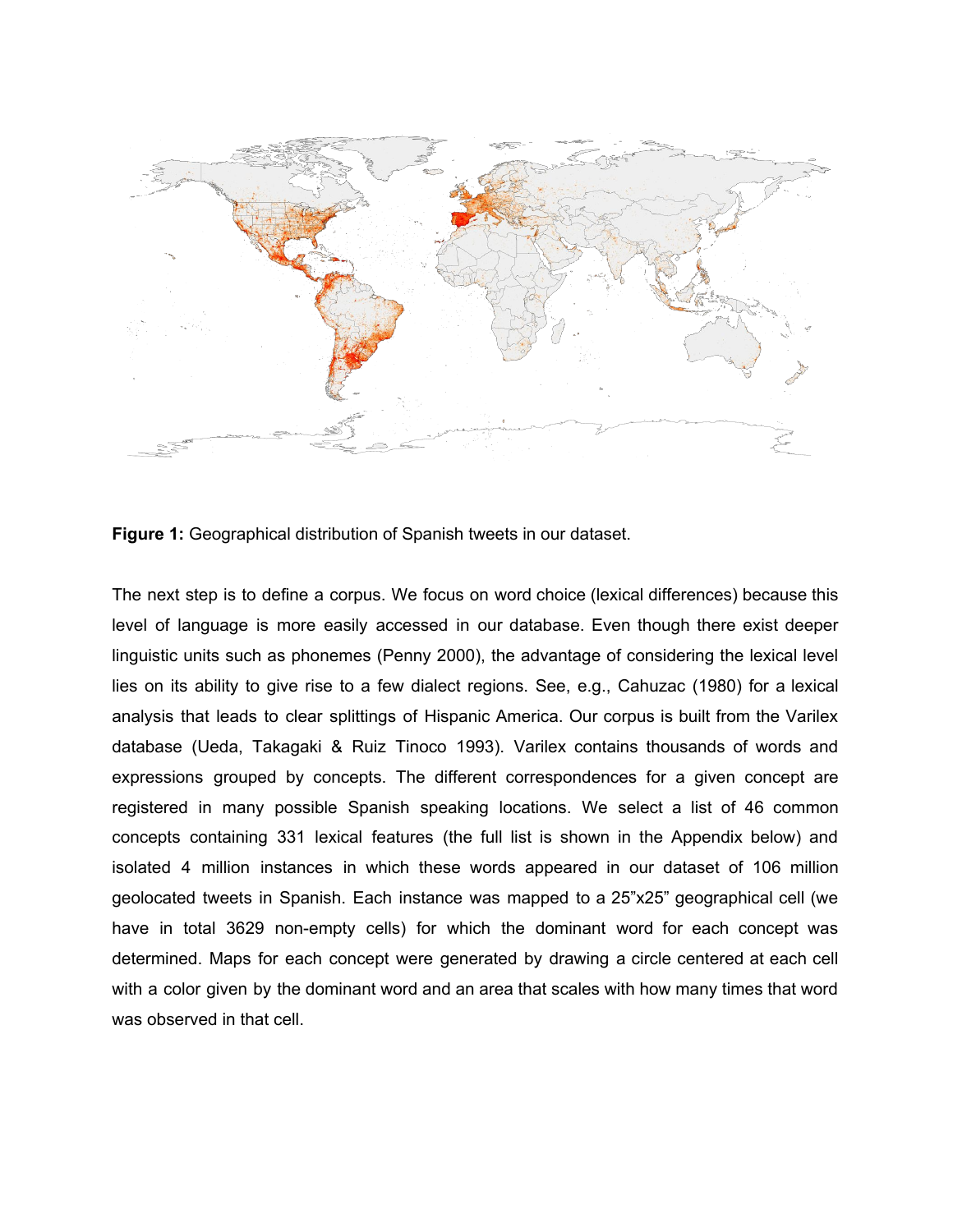**Figure 1:** Geographical distribution of Spanish tweets in our dataset.

The next step is to define a corpus. We focus on word choice (lexical differences) because this level of language is more easily accessed in our database. Even though there exist deeper linguistic units such as phonemes (Penny 2000), the advantage of considering the lexical level lies on its ability to give rise to a few dialect regions. See, e.g., Cahuzac (1980) for a lexical analysis that leads to clear splittings of Hispanic America. Our corpus is built from the Varilex database (Ueda, Takagaki & Ruiz Tinoco 1993). Varilex contains thousands of words and expressions grouped by concepts. The different correspondences for a given concept are registered in many possible Spanish speaking locations. We select a list of 46 common concepts containing 331 lexical features (the full list is shown in the Appendix below) and isolated 4 million instances in which these words appeared in our dataset of 106 million geolocated tweets in Spanish. Each instance was mapped to a 25"x25" geographical cell (we have in total 3629 non-empty cells) for which the dominant word for each concept was determined. Maps for each concept were generated by drawing a circle centered at each cell with a color given by the dominant word and an area that scales with how many times that word was observed in that cell.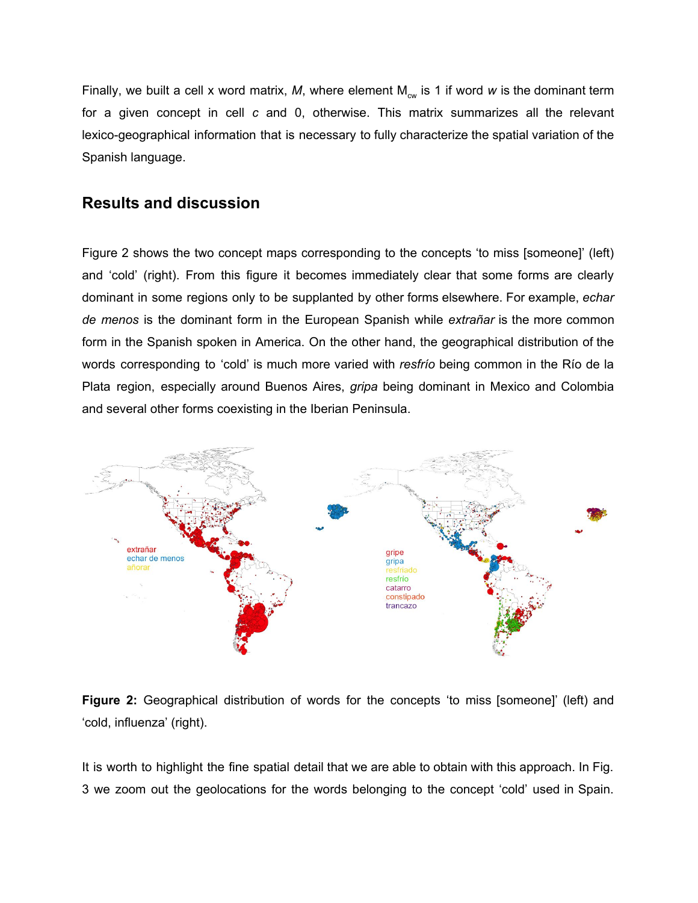Finally, we built a cell x word matrix, *M*, where element $M_{cw}$ is 1 if word *w* is the dominant term for a given concept in cell *c* and 0, otherwise. This matrix summarizes all the relevant lexico-geographical information that is necessary to fully characterize the spatial variation of the Spanish language.

## Results and discussion

Figure 2 shows the two concept maps corresponding to the concepts 'to miss [someone]' (left) and 'cold' (right). From this figure it becomes immediately clear that some forms are clearly dominant in some regions only to be supplanted by other forms elsewhere. For example, *echar de menos* is the dominant form in the European Spanish while *extrañar* is the more common form in the Spanish spoken in America. On the other hand, the geographical distribution of the words corresponding to 'cold' is much more varied with *resfrío* being common in the Río de la Plata region, especially around Buenos Aires, *gripa* being dominant in Mexico and Colombia and several other forms coexisting in the Iberian Peninsula.

**Figure 2:** Geographical distribution of words for the concepts 'to miss [someone]' (left) and 'cold, influenza' (right).

It is worth to highlight the fine spatial detail that we are able to obtain with this approach. In Fig. 3 we zoom out the geolocations for the words belonging to the concept 'cold' used in Spain.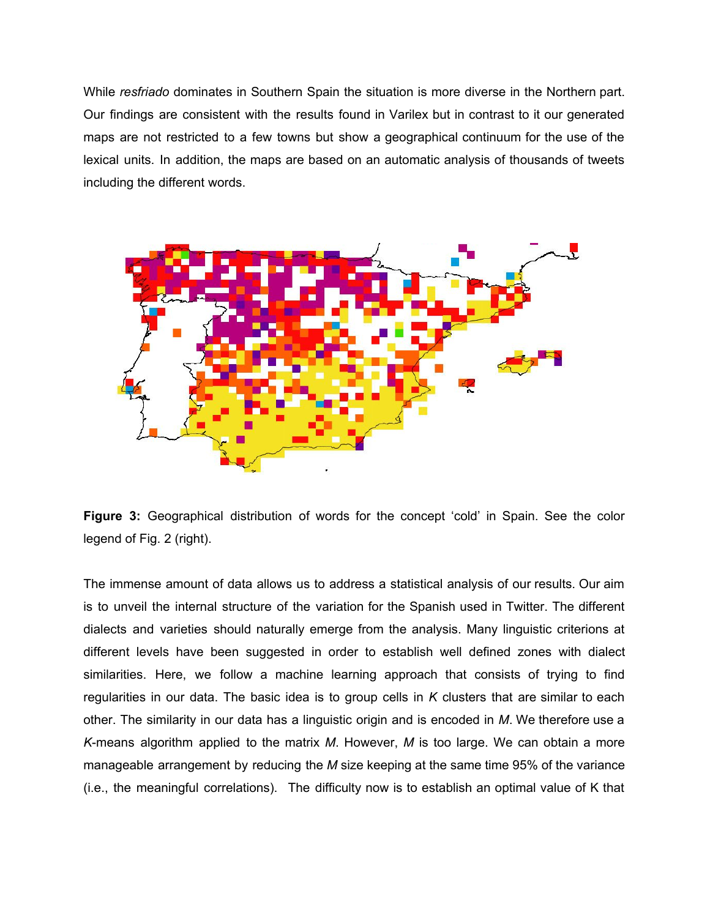While *resfriado* dominates in Southern Spain the situation is more diverse in the Northern part. Our findings are consistent with the results found in Varilex but in contrast to it our generated maps are not restricted to a few towns but show a geographical continuum for the use of the lexical units. In addition, the maps are based on an automatic analysis of thousands of tweets including the different words.

**Figure 3:** Geographical distribution of words for the concept 'cold' in Spain. See the color legend of Fig. 2 (right).

The immense amount of data allows us to address a statistical analysis of our results. Our aim is to unveil the internal structure of the variation for the Spanish used in Twitter. The different dialects and varieties should naturally emerge from the analysis. Many linguistic criterions at different levels have been suggested in order to establish well defined zones with dialect similarities. Here, we follow a machine learning approach that consists of trying to find regularities in our data. The basic idea is to group cells in $K$ clusters that are similar to each other. The similarity in our data has a linguistic origin and is encoded in $M$. We therefore use a $K$-means algorithm applied to the matrix $M$. However, $M$ is too large. We can obtain a more manageable arrangement by reducing the $M$ size keeping at the same time 95% of the variance (i.e., the meaningful correlations). The difficulty now is to establish an optimal value of K that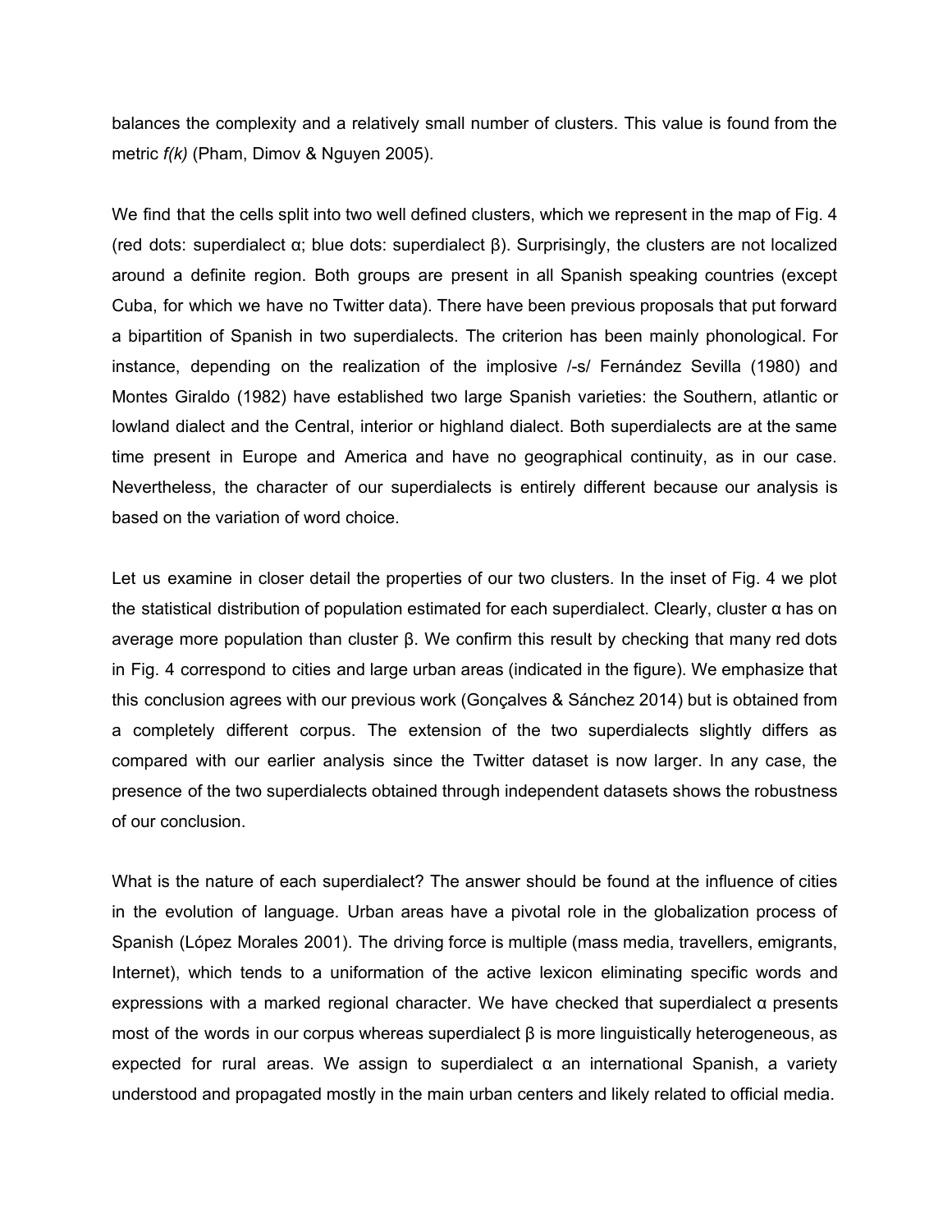balances the complexity and a relatively small number of clusters. This value is found from the metric *f(k)* (Pham, Dimov & Nguyen 2005).

We find that the cells split into two well defined clusters, which we represent in the map of Fig. 4 (red dots: superdialect α; blue dots: superdialect β). Surprisingly, the clusters are not localized around a definite region. Both groups are present in all Spanish speaking countries (except Cuba, for which we have no Twitter data). There have been previous proposals that put forward a bipartition of Spanish in two superdialects. The criterion has been mainly phonological. For instance, depending on the realization of the implosive /-s/ Fernández Sevilla (1980) and Montes Giraldo (1982) have established two large Spanish varieties: the Southern, atlantic or lowland dialect and the Central, interior or highland dialect. Both superdialects are at the same time present in Europe and America and have no geographical continuity, as in our case. Nevertheless, the character of our superdialects is entirely different because our analysis is based on the variation of word choice.

Let us examine in closer detail the properties of our two clusters. In the inset of Fig. 4 we plot the statistical distribution of population estimated for each superdialect. Clearly, cluster α has on average more population than cluster β. We confirm this result by checking that many red dots in Fig. 4 correspond to cities and large urban areas (indicated in the figure). We emphasize that this conclusion agrees with our previous work (Gonçalves & Sánchez 2014) but is obtained from a completely different corpus. The extension of the two superdialects slightly differs as compared with our earlier analysis since the Twitter dataset is now larger. In any case, the presence of the two superdialects obtained through independent datasets shows the robustness of our conclusion.

What is the nature of each superdialect? The answer should be found at the influence of cities in the evolution of language. Urban areas have a pivotal role in the globalization process of Spanish (López Morales 2001). The driving force is multiple (mass media, travellers, emigrants, Internet), which tends to a uniformation of the active lexicon eliminating specific words and expressions with a marked regional character. We have checked that superdialect α presents most of the words in our corpus whereas superdialect β is more linguistically heterogeneous, as expected for rural areas. We assign to superdialect α an international Spanish, a variety understood and propagated mostly in the main urban centers and likely related to official media.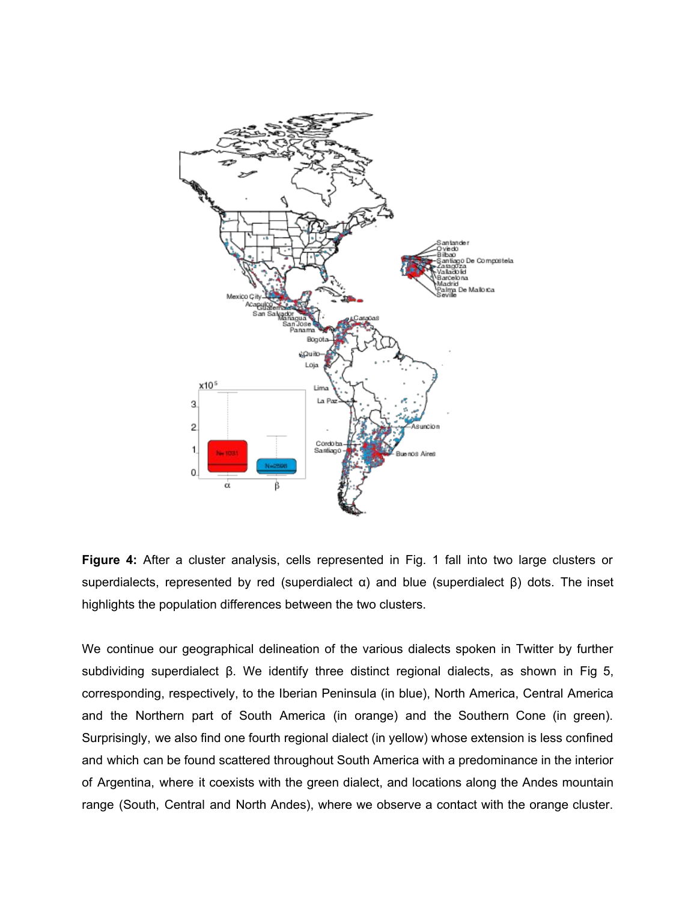**Figure 4:** After a cluster analysis, cells represented in Fig. 1 fall into two large clusters or superdialects, represented by red (superdialect α) and blue (superdialect β) dots. The inset highlights the population differences between the two clusters.

We continue our geographical delineation of the various dialects spoken in Twitter by further subdividing superdialect β. We identify three distinct regional dialects, as shown in Fig 5, corresponding, respectively, to the Iberian Peninsula (in blue), North America, Central America and the Northern part of South America (in orange) and the Southern Cone (in green). Surprisingly, we also find one fourth regional dialect (in yellow) whose extension is less confined and which can be found scattered throughout South America with a predominance in the interior of Argentina, where it coexists with the green dialect, and locations along the Andes mountain range (South, Central and North Andes), where we observe a contact with the orange cluster.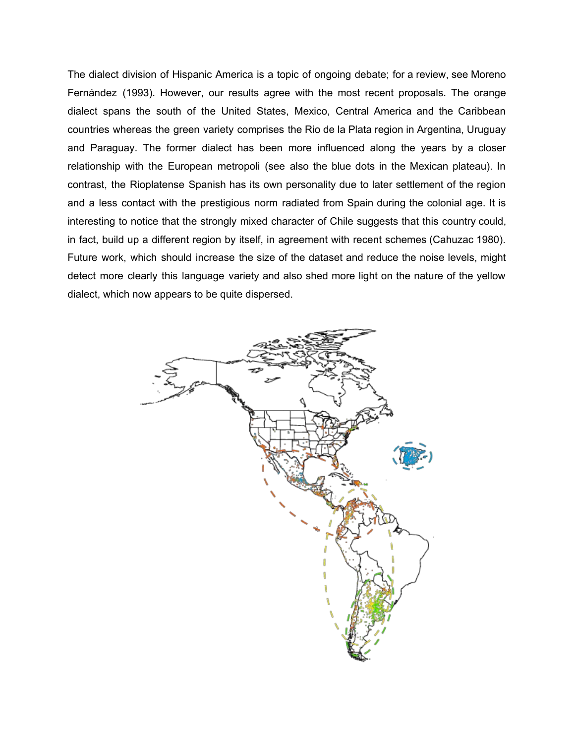The dialect division of Hispanic America is a topic of ongoing debate; for a review, see Moreno Fernández (1993). However, our results agree with the most recent proposals. The orange dialect spans the south of the United States, Mexico, Central America and the Caribbean countries whereas the green variety comprises the Rio de la Plata region in Argentina, Uruguay and Paraguay. The former dialect has been more influenced along the years by a closer relationship with the European metropoli (see also the blue dots in the Mexican plateau). In contrast, the Rioplatense Spanish has its own personality due to later settlement of the region and a less contact with the prestigious norm radiated from Spain during the colonial age. It is interesting to notice that the strongly mixed character of Chile suggests that this country could, in fact, build up a different region by itself, in agreement with recent schemes (Cahuzac 1980). Future work, which should increase the size of the dataset and reduce the noise levels, might detect more clearly this language variety and also shed more light on the nature of the yellow dialect, which now appears to be quite dispersed.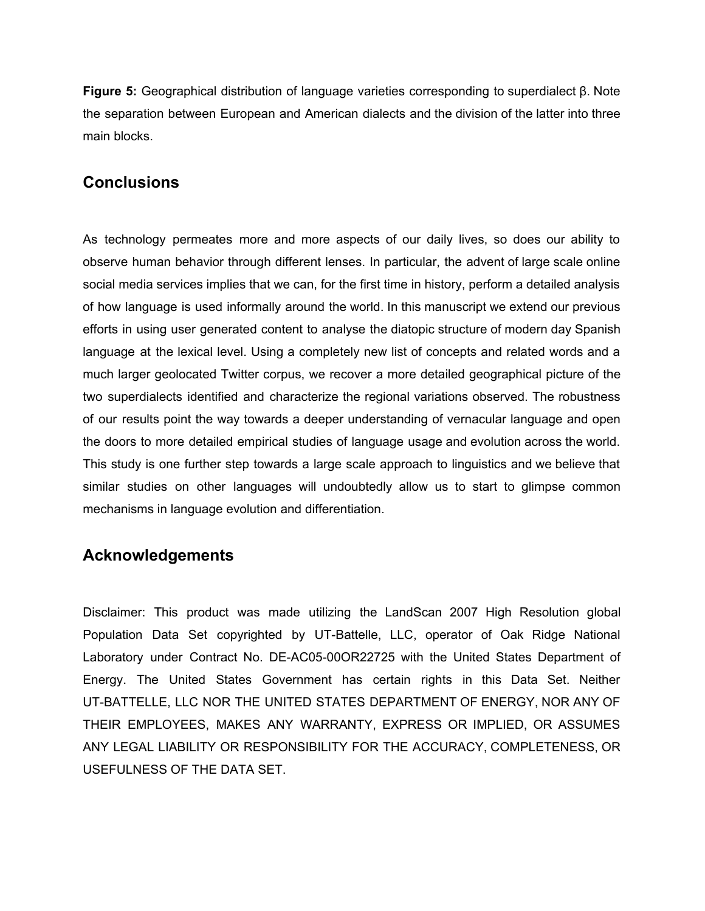**Figure 5:** Geographical distribution of language varieties corresponding to superdialect β. Note the separation between European and American dialects and the division of the latter into three main blocks.

## Conclusions

As technology permeates more and more aspects of our daily lives, so does our ability to observe human behavior through different lenses. In particular, the advent of large scale online social media services implies that we can, for the first time in history, perform a detailed analysis of how language is used informally around the world. In this manuscript we extend our previous efforts in using user generated content to analyse the diatopic structure of modern day Spanish language at the lexical level. Using a completely new list of concepts and related words and a much larger geolocated Twitter corpus, we recover a more detailed geographical picture of the two superdialects identified and characterize the regional variations observed. The robustness of our results point the way towards a deeper understanding of vernacular language and open the doors to more detailed empirical studies of language usage and evolution across the world. This study is one further step towards a large scale approach to linguistics and we believe that similar studies on other languages will undoubtedly allow us to start to glimpse common mechanisms in language evolution and differentiation.

## Acknowledgements

Disclaimer: This product was made utilizing the LandScan 2007 High Resolution global Population Data Set copyrighted by UT-Battelle, LLC, operator of Oak Ridge National Laboratory under Contract No. DE-AC05-00OR22725 with the United States Department of Energy. The United States Government has certain rights in this Data Set. Neither UT-BATTELLE, LLC NOR THE UNITED STATES DEPARTMENT OF ENERGY, NOR ANY OF THEIR EMPLOYEES, MAKES ANY WARRANTY, EXPRESS OR IMPLIED, OR ASSUMES ANY LEGAL LIABILITY OR RESPONSIBILITY FOR THE ACCURACY, COMPLETENESS, OR USEFULNESS OF THE DATA SET.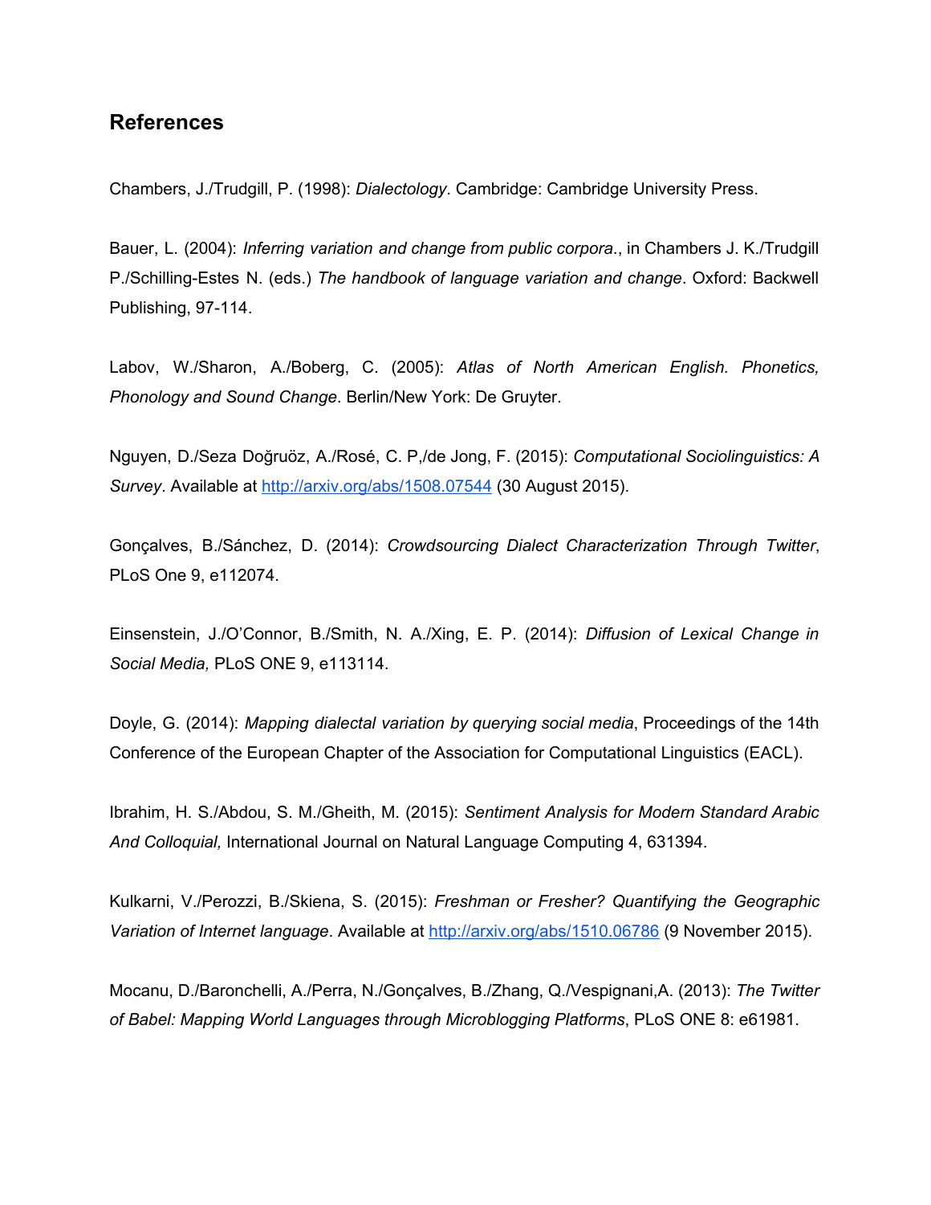## References

Chambers, J./Trudgill, P. (1998): *Dialectology*. Cambridge: Cambridge University Press.

Bauer, L. (2004): *Inferring variation and change from public corpora*., in Chambers J. K./Trudgill P./Schilling-Estes N. (eds.) *The handbook of language variation and change*. Oxford: Backwell Publishing, 97-114.

Labov, W./Sharon, A./Boberg, C. (2005): *Atlas of North American English. Phonetics, Phonology and Sound Change*. Berlin/New York: De Gruyter.

Nguyen, D./Seza Doğruöz, A./Rosé, C. P,/de Jong, F. (2015): *Computational Sociolinguistics: A Survey*. Available at http://arxiv.org/abs/1508.07544 (30 August 2015).

Gonçalves, B./Sánchez, D. (2014): *Crowdsourcing Dialect Characterization Through Twitter*, PLoS One 9, e112074.

Einsenstein, J./O'Connor, B./Smith, N. A./Xing, E. P. (2014): *Diffusion of Lexical Change in Social Media,* PLoS ONE 9, e113114.

Doyle, G. (2014): *Mapping dialectal variation by querying social media*, Proceedings of the 14th Conference of the European Chapter of the Association for Computational Linguistics (EACL).

Ibrahim, H. S./Abdou, S. M./Gheith, M. (2015): *Sentiment Analysis for Modern Standard Arabic And Colloquial,* International Journal on Natural Language Computing 4, 631394.

Kulkarni, V./Perozzi, B./Skiena, S. (2015): *Freshman or Fresher? Quantifying the Geographic Variation of Internet language*. Available at http://arxiv.org/abs/1510.06786 (9 November 2015).

Mocanu, D./Baronchelli, A./Perra, N./Gonçalves, B./Zhang, Q./Vespignani,A. (2013): *The Twitter of Babel: Mapping World Languages through Microblogging Platforms*, PLoS ONE 8: e61981.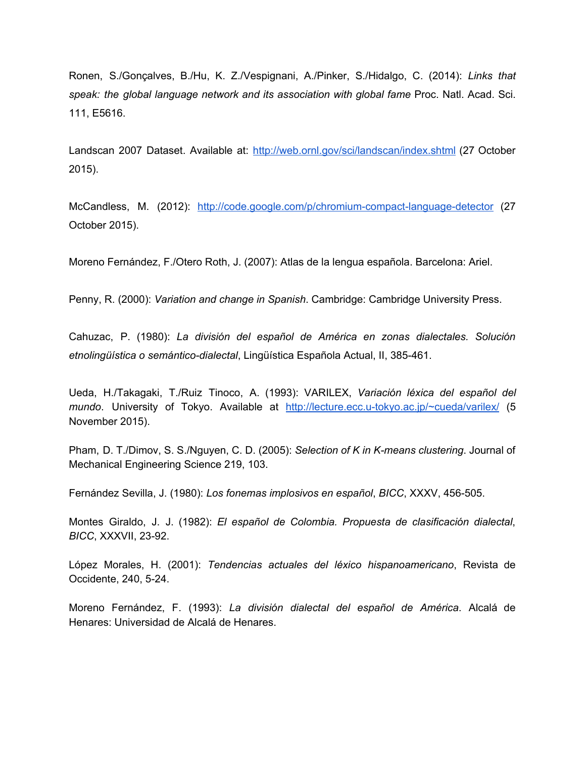Ronen, S./Gonçalves, B./Hu, K. Z./Vespignani, A./Pinker, S./Hidalgo, C. (2014): *Links that speak: the global language network and its association with global fame* Proc. Natl. Acad. Sci. 111, E5616.

Landscan 2007 Dataset. Available at: http://web.ornl.gov/sci/landscan/index.shtml (27 October 2015).

McCandless, M. (2012): http://code.google.com/p/chromium-compact-language-detector (27 October 2015).

Moreno Fernández, F./Otero Roth, J. (2007): Atlas de la lengua española. Barcelona: Ariel.

Penny, R. (2000): *Variation and change in Spanish*. Cambridge: Cambridge University Press.

Cahuzac, P. (1980): *La división del español de América en zonas dialectales. Solución etnolingüística o semántico-dialectal*, Lingüística Española Actual, II, 385-461.

Ueda, H./Takagaki, T./Ruiz Tinoco, A. (1993): VARILEX, *Variación léxica del español del mundo*. University of Tokyo. Available at http://lecture.ecc.u-tokyo.ac.jp/~cueda/varilex/ (5 November 2015).

Pham, D. T./Dimov, S. S./Nguyen, C. D. (2005): *Selection of K in K-means clustering*. Journal of Mechanical Engineering Science 219, 103.

Fernández Sevilla, J. (1980): *Los fonemas implosivos en español*, *BICC*, XXXV, 456-505.

Montes Giraldo, J. J. (1982): *El español de Colombia. Propuesta de clasificación dialectal*, *BICC*, XXXVII, 23-92.

López Morales, H. (2001): *Tendencias actuales del léxico hispanoamericano*, Revista de Occidente, 240, 5-24.

Moreno Fernández, F. (1993): *La división dialectal del español de América*. Alcalá de Henares: Universidad de Alcalá de Henares.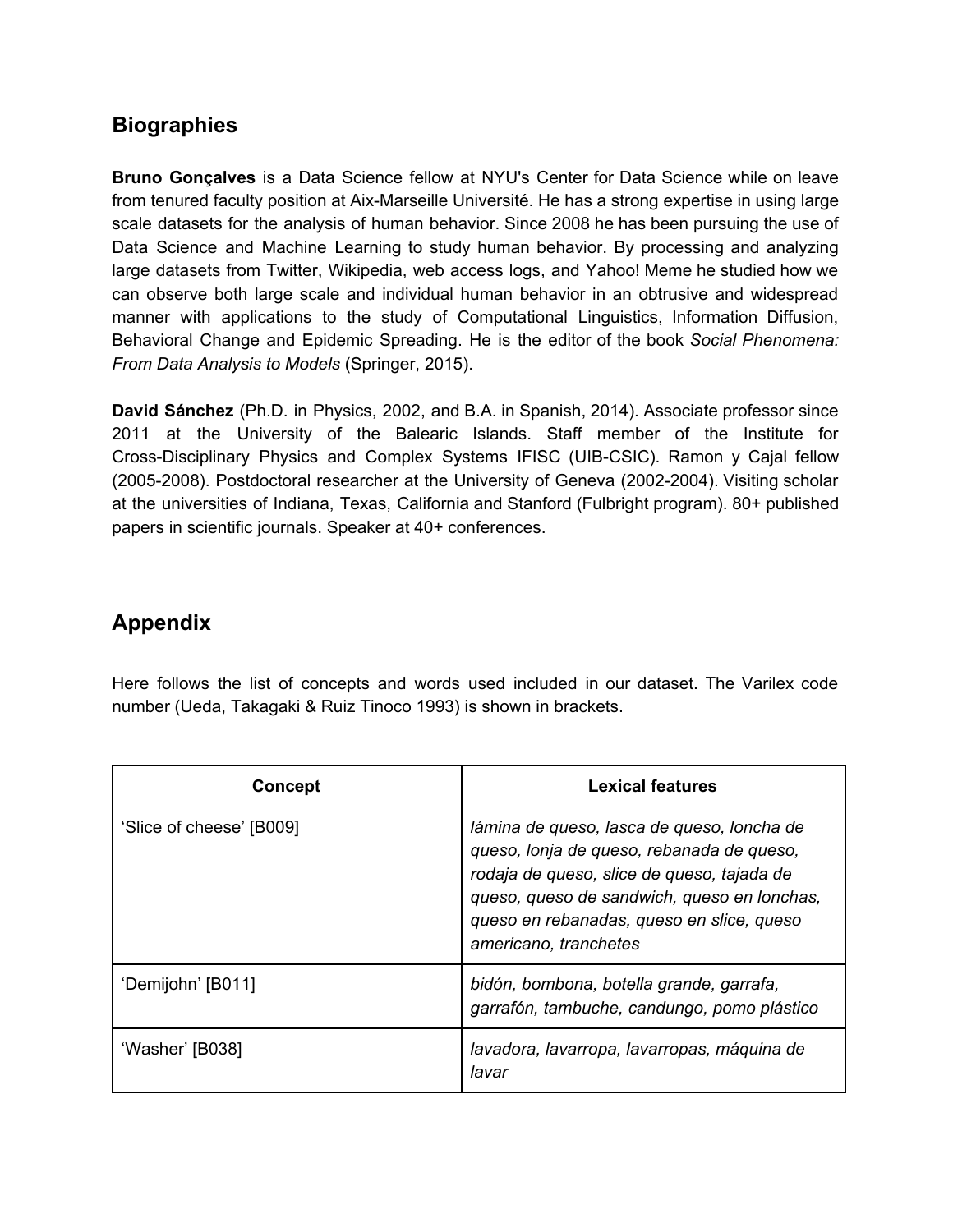## Biographies

**Bruno Gonçalves** is a Data Science fellow at NYU's Center for Data Science while on leave from tenured faculty position at Aix-Marseille Université. He has a strong expertise in using large scale datasets for the analysis of human behavior. Since 2008 he has been pursuing the use of Data Science and Machine Learning to study human behavior. By processing and analyzing large datasets from Twitter, Wikipedia, web access logs, and Yahoo! Meme he studied how we can observe both large scale and individual human behavior in an obtrusive and widespread manner with applications to the study of Computational Linguistics, Information Diffusion, Behavioral Change and Epidemic Spreading. He is the editor of the book *Social Phenomena: From Data Analysis to Models* (Springer, 2015).

**David Sánchez** (Ph.D. in Physics, 2002, and B.A. in Spanish, 2014). Associate professor since 2011 at the University of the Balearic Islands. Staff member of the Institute for Cross-Disciplinary Physics and Complex Systems IFISC (UIB-CSIC). Ramon y Cajal fellow (2005-2008). Postdoctoral researcher at the University of Geneva (2002-2004). Visiting scholar at the universities of Indiana, Texas, California and Stanford (Fulbright program). 80+ published papers in scientific journals. Speaker at 40+ conferences.

## Appendix

Here follows the list of concepts and words used included in our dataset. The Varilex code number (Ueda, Takagaki & Ruiz Tinoco 1993) is shown in brackets.

| Concept | Lexical features |
|---|---|
| 'Slice of cheese' [B009] | *lámina de queso, lasca de queso, loncha de queso, lonja de queso, rebanada de queso, rodaja de queso, slice de queso, tajada de queso, queso de sandwich, queso en lonchas, queso en rebanadas, queso en slice, queso americano, tranchetes* |
| 'Demijohn' [B011] | *bidón, bombona, botella grande, garrafa, garrafón, tambuche, candungo, pomo plástico* |
| 'Washer' [B038] | *lavadora, lavarropa, lavarropas, máquina de lavar* |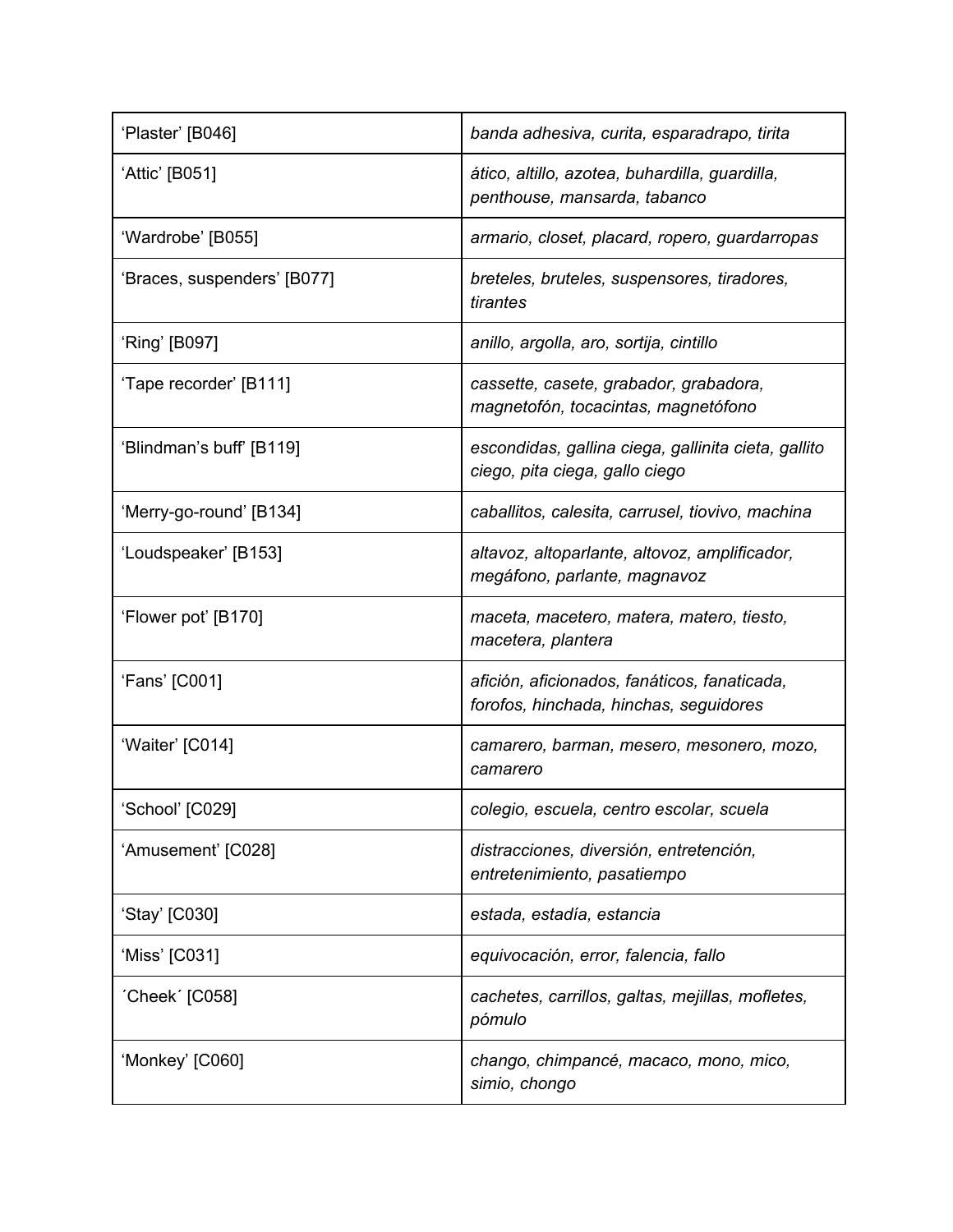| | |
|---|---|
| 'Plaster' [B046] | *banda adhesiva, curita, esparadrapo, tirita* |
| 'Attic' [B051] | *ático, altillo, azotea, buhardilla, guardilla, penthouse, mansarda, tabanco* |
| 'Wardrobe' [B055] | *armario, closet, placard, ropero, guardarropas* |
| 'Braces, suspenders' [B077] | *breteles, bruteles, suspensores, tiradores, tirantes* |
| 'Ring' [B097] | *anillo, argolla, aro, sortija, cintillo* |
| 'Tape recorder' [B111] | *cassette, casete, grabador, grabadora, magnetofón, tocacintas, magnetófono* |
| 'Blindman's buff' [B119] | *escondidas, gallina ciega, gallinita cieta, gallito ciego, pita ciega, gallo ciego* |
| 'Merry-go-round' [B134] | *caballitos, calesita, carrusel, tiovivo, machina* |
| 'Loudspeaker' [B153] | *altavoz, altoparlante, altovoz, amplificador, megáfono, parlante, magnavoz* |
| 'Flower pot' [B170] | *maceta, macetero, matera, matero, tiesto, macetera, plantera* |
| 'Fans' [C001] | *afición, aficionados, fanáticos, fanaticada, forofos, hinchada, hinchas, seguidores* |
| 'Waiter' [C014] | *camarero, barman, mesero, mesonero, mozo, camarero* |
| 'School' [C029] | *colegio, escuela, centro escolar, scuela* |
| 'Amusement' [C028] | *distracciones, diversión, entretención, entretenimiento, pasatiempo* |
| 'Stay' [C030] | *estada, estadía, estancia* |
| 'Miss' [C031] | *equivocación, error, falencia, fallo* |
| ´Cheek´ [C058] | *cachetes, carrillos, galtas, mejillas, mofletes, pómulo* |
| 'Monkey' [C060] | *chango, chimpancé, macaco, mono, mico, simio, chongo* |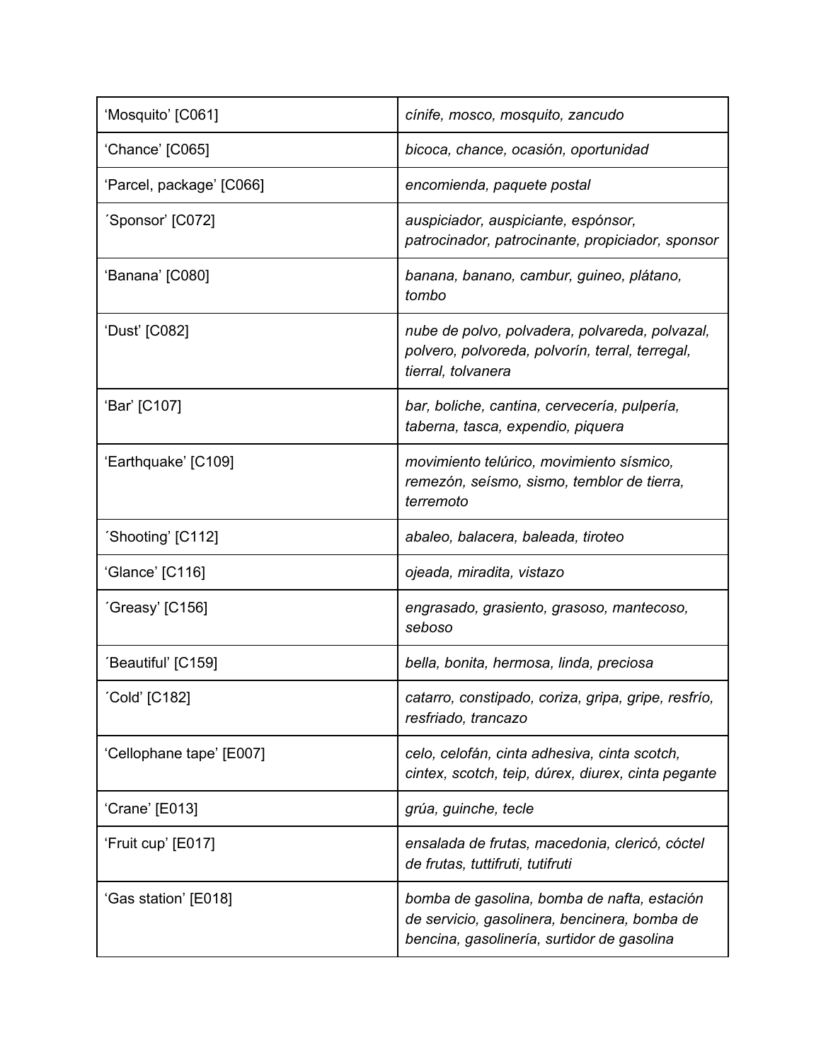| | |
|---|---|
| ‘Mosquito’ [C061] | *cínife, mosco, mosquito, zancudo* |
| ‘Chance’ [C065] | *bicoca, chance, ocasión, oportunidad* |
| ‘Parcel, package’ [C066] | *encomienda, paquete postal* |
| ´Sponsor’ [C072] | *auspiciador, auspiciante, espónsor, patrocinador, patrocinante, propiciador, sponsor* |
| ‘Banana’ [C080] | *banana, banano, cambur, guineo, plátano, tombo* |
| ‘Dust’ [C082] | *nube de polvo, polvadera, polvareda, polvazal, polvero, polvoreda, polvorín, terral, terregal, tierral, tolvanera* |
| ‘Bar’ [C107] | *bar, boliche, cantina, cervecería, pulpería, taberna, tasca, expendio, piquera* |
| ‘Earthquake’ [C109] | *movimiento telúrico, movimiento sísmico, remezón, seísmo, sismo, temblor de tierra, terremoto* |
| ´Shooting’ [C112] | *abaleo, balacera, baleada, tiroteo* |
| ‘Glance’ [C116] | *ojeada, miradita, vistazo* |
| ´Greasy’ [C156] | *engrasado, grasiento, grasoso, mantecoso, seboso* |
| ´Beautiful’ [C159] | *bella, bonita, hermosa, linda, preciosa* |
| ´Cold’ [C182] | *catarro, constipado, coriza, gripa, gripe, resfrío, resfriado, trancazo* |
| ‘Cellophane tape’ [E007] | *celo, celofán, cinta adhesiva, cinta scotch, cintex, scotch, teip, dúrex, diurex, cinta pegante* |
| ‘Crane’ [E013] | *grúa, guinche, tecle* |
| ‘Fruit cup’ [E017] | *ensalada de frutas, macedonia, clericó, cóctel de frutas, tuttifruti, tutifruti* |
| ‘Gas station’ [E018] | *bomba de gasolina, bomba de nafta, estación de servicio, gasolinera, bencinera, bomba de bencina, gasolinería, surtidor de gasolina* |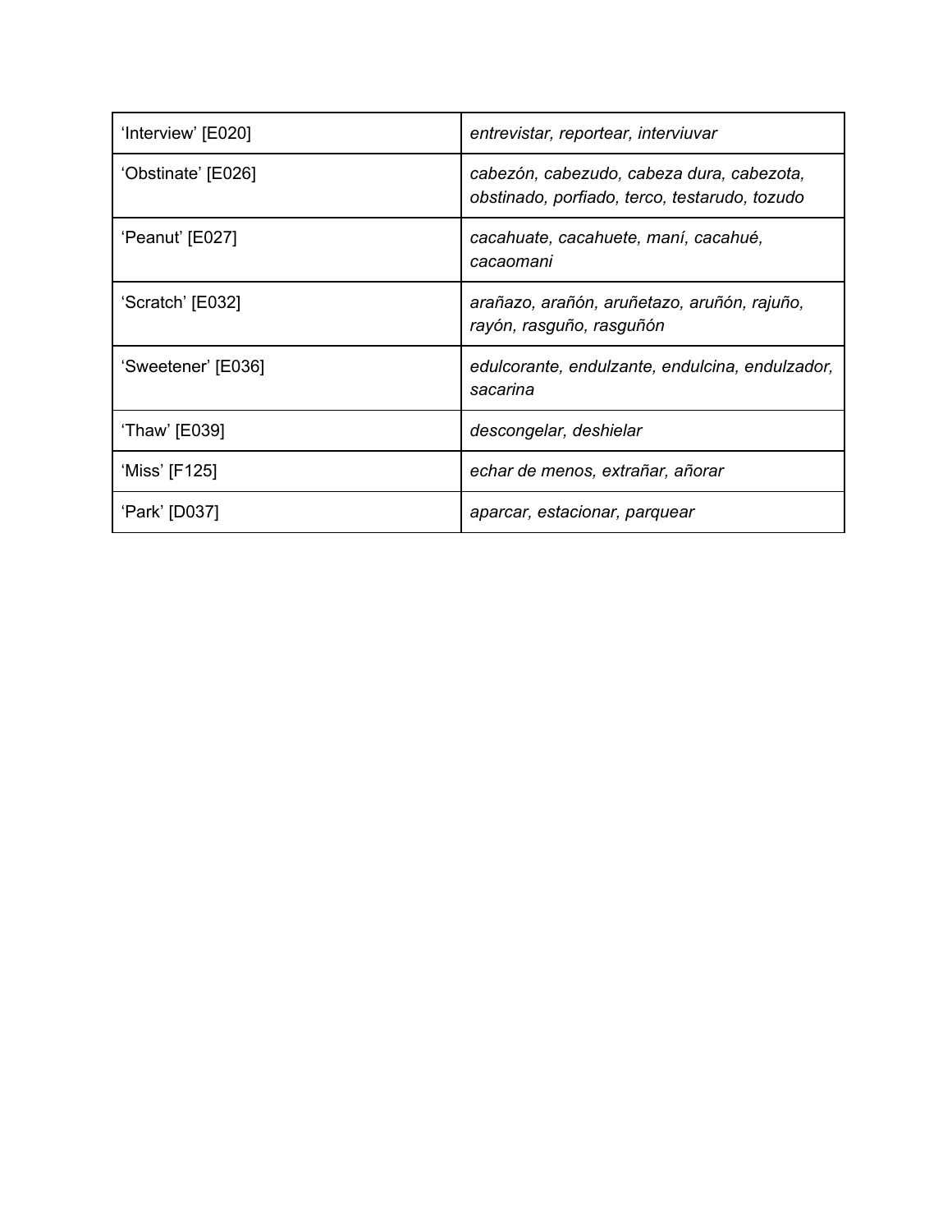| | |
|---|---|
| ‘Interview’ [E020] | *entrevistar, reportear, interviuvar* |
| ‘Obstinate’ [E026] | *cabezón, cabezudo, cabeza dura, cabezota, obstinado, porfiado, terco, testarudo, tozudo* |
| ‘Peanut’ [E027] | *cacahuate, cacahuete, maní, cacahué, cacaomani* |
| ‘Scratch’ [E032] | *arañazo, arañón, aruñetazo, aruñón, rajuño, rayón, rasguño, rasguñón* |
| ‘Sweetener’ [E036] | *edulcorante, endulzante, endulcina, endulzador, sacarina* |
| ‘Thaw’ [E039] | *descongelar, deshielar* |
| ‘Miss’ [F125] | *echar de menos, extrañar, añorar* |
| ‘Park’ [D037] | *aparcar, estacionar, parquear* |